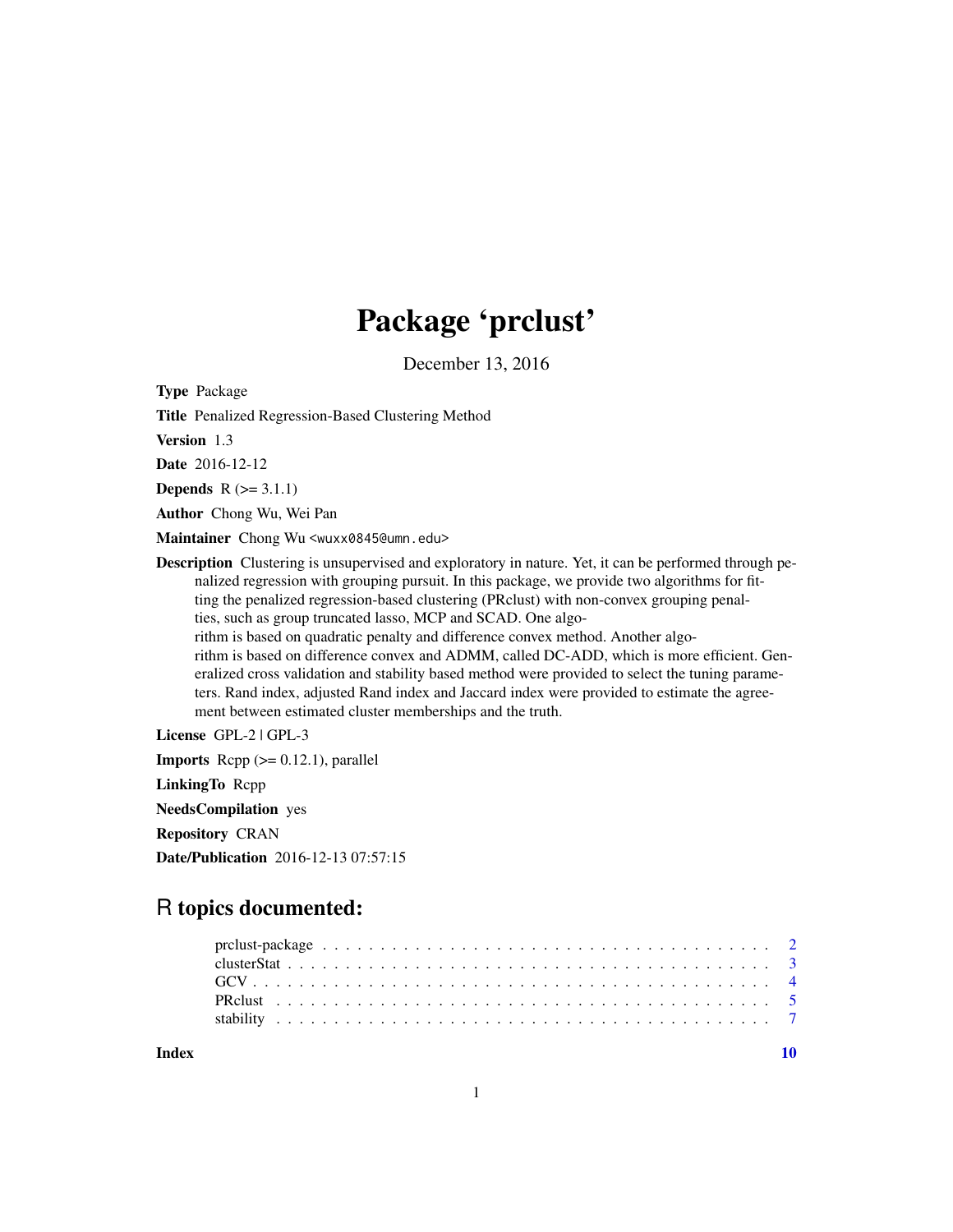# Package 'prclust'

December 13, 2016

**Type** Package

**Title** Penalized Regression-Based Clustering Method

**Version** 1.3

**Date** 2016-12-12

**Depends** R (>= 3.1.1)

**Author** Chong Wu, Wei Pan

**Maintainer** Chong Wu <wuxx0845@umn.edu>

**Description** Clustering is unsupervised and exploratory in nature. Yet, it can be performed through penalized regression with grouping pursuit. In this package, we provide two algorithms for fitting the penalized regression-based clustering (PRclust) with non-convex grouping penalties, such as group truncated lasso, MCP and SCAD. One algorithm is based on quadratic penalty and difference convex method. Another algorithm is based on difference convex and ADMM, called DC-ADD, which is more efficient. Generalized cross validation and stability based method were provided to select the tuning parameters. Rand index, adjusted Rand index and Jaccard index were provided to estimate the agreement between estimated cluster memberships and the truth.

**License** GPL-2 | GPL-3

**Imports** Rcpp (>= 0.12.1), parallel

**LinkingTo** Rcpp

**NeedsCompilation** yes

**Repository** CRAN

**Date/Publication** 2016-12-13 07:57:15

## R topics documented:

| | |
|---|---|
| prclust-package | 2 |
| clusterStat | 3 |
| GCV | 4 |
| PRclust | 5 |
| stability | 7 |
| **Index** | **10** |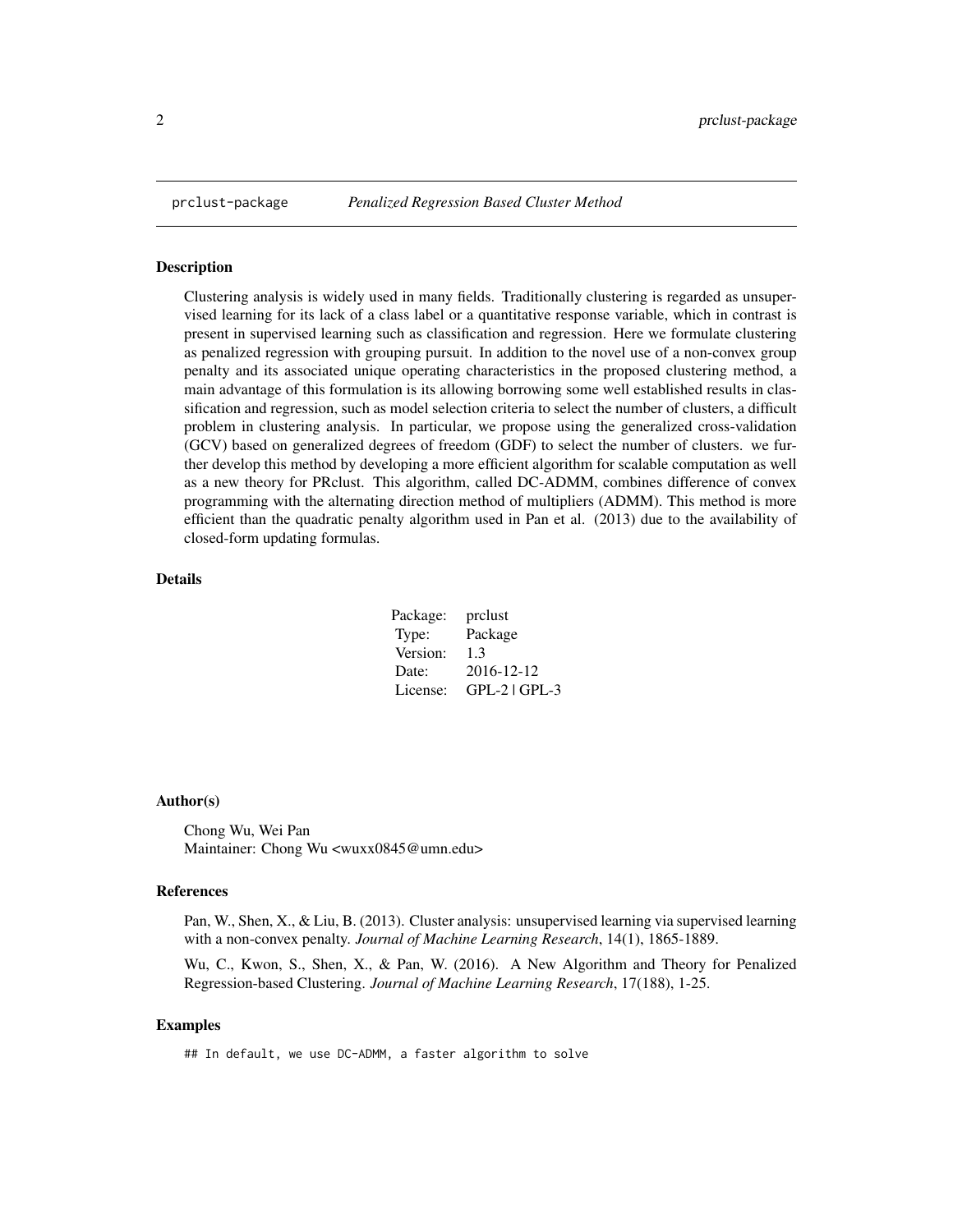## prclust-package *Penalized Regression Based Cluster Method*

### Description

Clustering analysis is widely used in many fields. Traditionally clustering is regarded as unsupervised learning for its lack of a class label or a quantitative response variable, which in contrast is present in supervised learning such as classification and regression. Here we formulate clustering as penalized regression with grouping pursuit. In addition to the novel use of a non-convex group penalty and its associated unique operating characteristics in the proposed clustering method, a main advantage of this formulation is its allowing borrowing some well established results in classification and regression, such as model selection criteria to select the number of clusters, a difficult problem in clustering analysis. In particular, we propose using the generalized cross-validation (GCV) based on generalized degrees of freedom (GDF) to select the number of clusters. we further develop this method by developing a more efficient algorithm for scalable computation as well as a new theory for PRclust. This algorithm, called DC-ADMM, combines difference of convex programming with the alternating direction method of multipliers (ADMM). This method is more efficient than the quadratic penalty algorithm used in Pan et al. (2013) due to the availability of closed-form updating formulas.

### Details

| | |
|---|---|
| Package: | prclust |
| Type: | Package |
| Version: | 1.3 |
| Date: | 2016-12-12 |
| License: | GPL-2 \| GPL-3 |

### Author(s)

Chong Wu, Wei Pan

Maintainer: Chong Wu <wuxx0845@umn.edu>

### References

Pan, W., Shen, X., & Liu, B. (2013). Cluster analysis: unsupervised learning via supervised learning with a non-convex penalty. *Journal of Machine Learning Research*, 14(1), 1865-1889.

Wu, C., Kwon, S., Shen, X., & Pan, W. (2016). A New Algorithm and Theory for Penalized Regression-based Clustering. *Journal of Machine Learning Research*, 17(188), 1-25.

### Examples

```
## In default, we use DC-ADMM, a faster algorithm to solve
```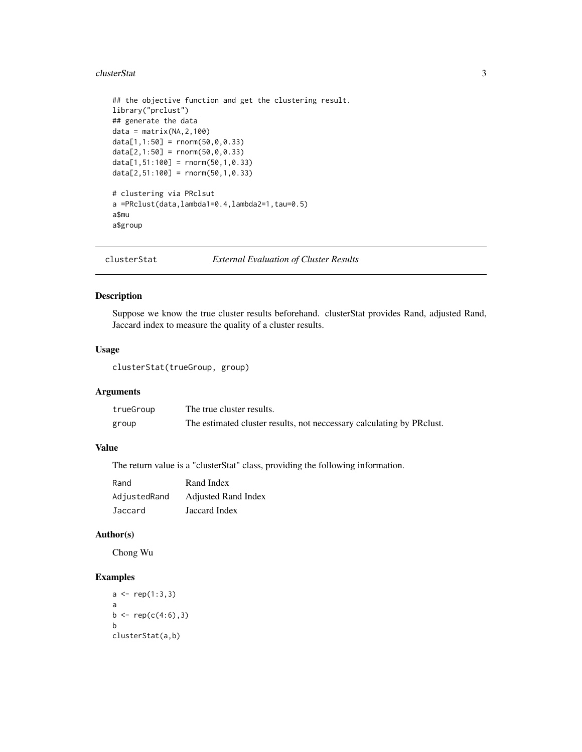```
## the objective function and get the clustering result.
library("prclust")
## generate the data
data = matrix(NA,2,100)
data[1,1:50] = rnorm(50,0,0.33)
data[2,1:50] = rnorm(50,0,0.33)
data[1,51:100] = rnorm(50,1,0.33)
data[2,51:100] = rnorm(50,1,0.33)

# clustering via PRclsut
a =PRclust(data,lambda1=0.4,lambda2=1,tau=0.5)
a$mu
a$group
```

---

## clusterStat — *External Evaluation of Cluster Results*

### Description

Suppose we know the true cluster results beforehand. clusterStat provides Rand, adjusted Rand, Jaccard index to measure the quality of a cluster results.

### Usage

```
clusterStat(trueGroup, group)
```

### Arguments

| | |
|---|---|
| `trueGroup` | The true cluster results. |
| `group` | The estimated cluster results, not neccessary calculating by PRclust. |

### Value

The return value is a "clusterStat" class, providing the following information.

| | |
|---|---|
| `Rand` | Rand Index |
| `AdjustedRand` | Adjusted Rand Index |
| `Jaccard` | Jaccard Index |

### Author(s)

Chong Wu

### Examples

```
a <- rep(1:3,3)
a
b <- rep(c(4:6),3)
b
clusterStat(a,b)
```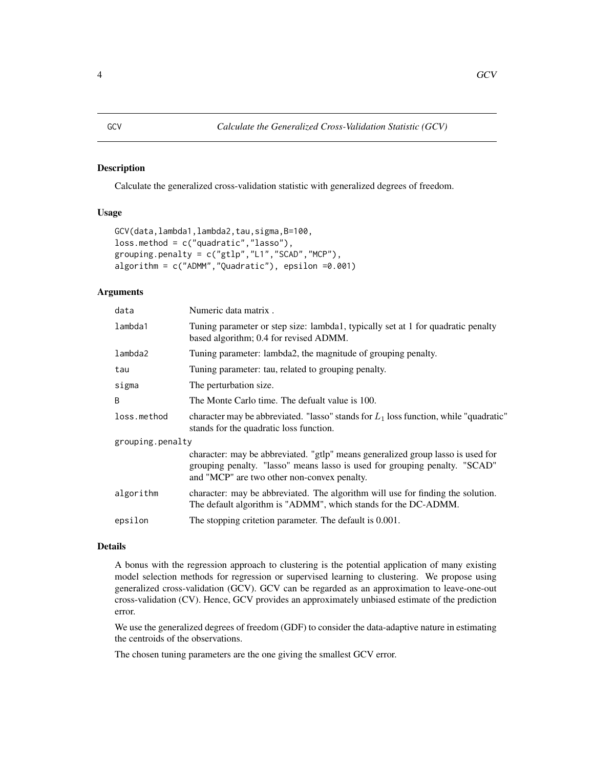GCV — *Calculate the Generalized Cross-Validation Statistic (GCV)*

### Description

Calculate the generalized cross-validation statistic with generalized degrees of freedom.

### Usage

```
GCV(data,lambda1,lambda2,tau,sigma,B=100,
loss.method = c("quadratic","lasso"),
grouping.penalty = c("gtlp","L1","SCAD","MCP"),
algorithm = c("ADMM","Quadratic"), epsilon =0.001)
```

### Arguments

| Argument | Description |
|---|---|
| `data` | Numeric data matrix . |
| `lambda1` | Tuning parameter or step size: lambda1, typically set at 1 for quadratic penalty based algorithm; 0.4 for revised ADMM. |
| `lambda2` | Tuning parameter: lambda2, the magnitude of grouping penalty. |
| `tau` | Tuning parameter: tau, related to grouping penalty. |
| `sigma` | The perturbation size. |
| `B` | The Monte Carlo time. The defualt value is 100. |
| `loss.method` | character may be abbreviated. "lasso" stands for $L_1$ loss function, while "quadratic" stands for the quadratic loss function. |
| `grouping.penalty` | character: may be abbreviated. "gtlp" means generalized group lasso is used for grouping penalty. "lasso" means lasso is used for grouping penalty. "SCAD" and "MCP" are two other non-convex penalty. |
| `algorithm` | character: may be abbreviated. The algorithm will use for finding the solution. The default algorithm is "ADMM", which stands for the DC-ADMM. |
| `epsilon` | The stopping critetion parameter. The default is 0.001. |

### Details

A bonus with the regression approach to clustering is the potential application of many existing model selection methods for regression or supervised learning to clustering. We propose using generalized cross-validation (GCV). GCV can be regarded as an approximation to leave-one-out cross-validation (CV). Hence, GCV provides an approximately unbiased estimate of the prediction error.

We use the generalized degrees of freedom (GDF) to consider the data-adaptive nature in estimating the centroids of the observations.

The chosen tuning parameters are the one giving the smallest GCV error.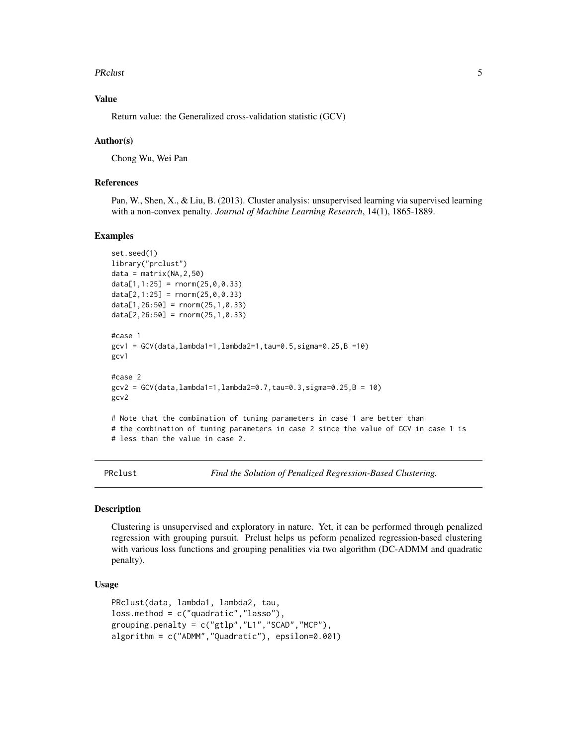### Value

Return value: the Generalized cross-validation statistic (GCV)

### Author(s)

Chong Wu, Wei Pan

### References

Pan, W., Shen, X., & Liu, B. (2013). Cluster analysis: unsupervised learning via supervised learning with a non-convex penalty. *Journal of Machine Learning Research*, 14(1), 1865-1889.

### Examples

```
set.seed(1)
library("prclust")
data = matrix(NA,2,50)
data[1,1:25] = rnorm(25,0,0.33)
data[2,1:25] = rnorm(25,0,0.33)
data[1,26:50] = rnorm(25,1,0.33)
data[2,26:50] = rnorm(25,1,0.33)

#case 1
gcv1 = GCV(data,lambda1=1,lambda2=1,tau=0.5,sigma=0.25,B =10)
gcv1

#case 2
gcv2 = GCV(data,lambda1=1,lambda2=0.7,tau=0.3,sigma=0.25,B = 10)
gcv2

# Note that the combination of tuning parameters in case 1 are better than
# the combination of tuning parameters in case 2 since the value of GCV in case 1 is
# less than the value in case 2.
```

---

## PRclust *Find the Solution of Penalized Regression-Based Clustering.*

---

### Description

Clustering is unsupervised and exploratory in nature. Yet, it can be performed through penalized regression with grouping pursuit. Prclust helps us peform penalized regression-based clustering with various loss functions and grouping penalities via two algorithm (DC-ADMM and quadratic penalty).

### Usage

```
PRclust(data, lambda1, lambda2, tau,
loss.method = c("quadratic","lasso"),
grouping.penalty = c("gtlp","L1","SCAD","MCP"),
algorithm = c("ADMM","Quadratic"), epsilon=0.001)
```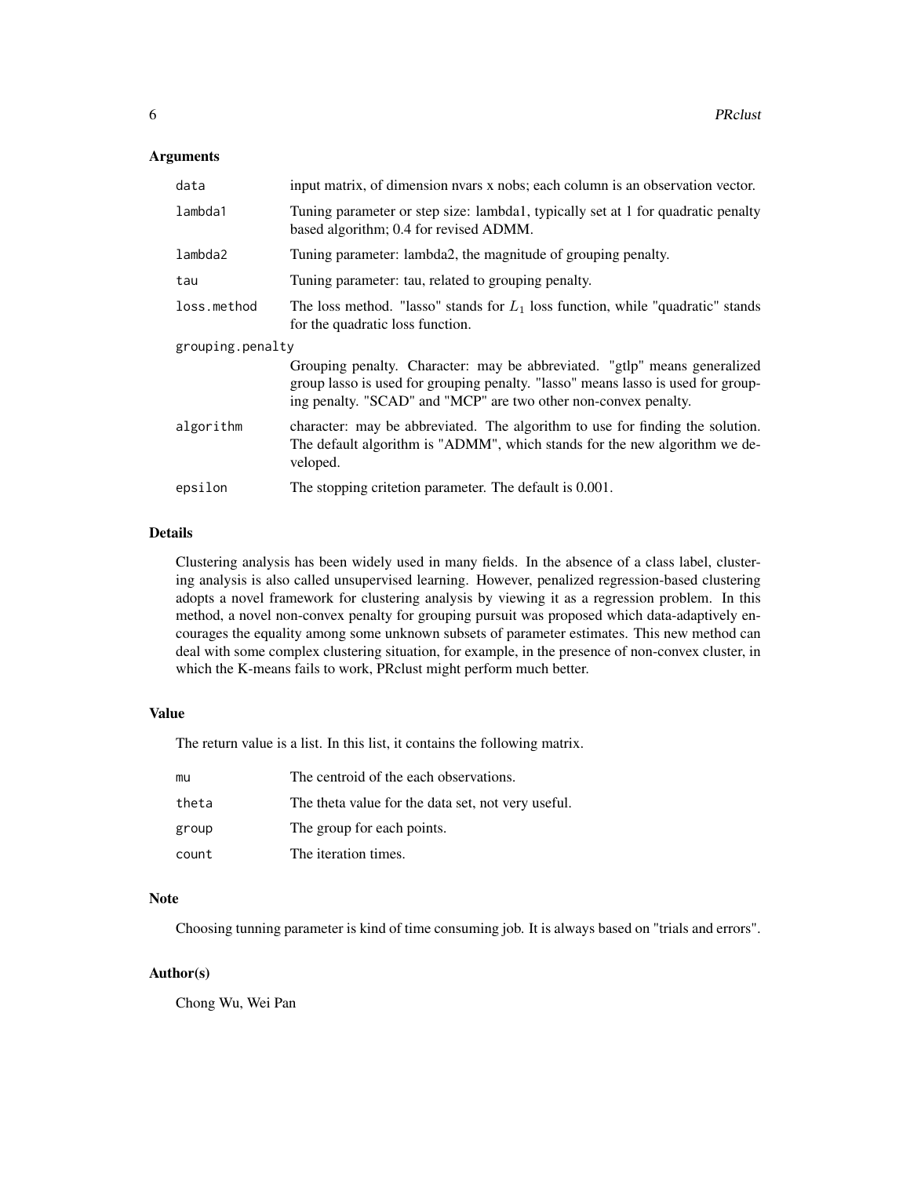## Arguments

| | |
|---|---|
| `data` | input matrix, of dimension nvars x nobs; each column is an observation vector. |
| `lambda1` | Tuning parameter or step size: lambda1, typically set at 1 for quadratic penalty based algorithm; 0.4 for revised ADMM. |
| `lambda2` | Tuning parameter: lambda2, the magnitude of grouping penalty. |
| `tau` | Tuning parameter: tau, related to grouping penalty. |
| `loss.method` | The loss method. "lasso" stands for $L_1$ loss function, while "quadratic" stands for the quadratic loss function. |
| `grouping.penalty` | Grouping penalty. Character: may be abbreviated. "gtlp" means generalized group lasso is used for grouping penalty. "lasso" means lasso is used for grouping penalty. "SCAD" and "MCP" are two other non-convex penalty. |
| `algorithm` | character: may be abbreviated. The algorithm to use for finding the solution. The default algorithm is "ADMM", which stands for the new algorithm we developed. |
| `epsilon` | The stopping critetion parameter. The default is 0.001. |

## Details

Clustering analysis has been widely used in many fields. In the absence of a class label, clustering analysis is also called unsupervised learning. However, penalized regression-based clustering adopts a novel framework for clustering analysis by viewing it as a regression problem. In this method, a novel non-convex penalty for grouping pursuit was proposed which data-adaptively encourages the equality among some unknown subsets of parameter estimates. This new method can deal with some complex clustering situation, for example, in the presence of non-convex cluster, in which the K-means fails to work, PRclust might perform much better.

## Value

The return value is a list. In this list, it contains the following matrix.

| | |
|---|---|
| `mu` | The centroid of the each observations. |
| `theta` | The theta value for the data set, not very useful. |
| `group` | The group for each points. |
| `count` | The iteration times. |

## Note

Choosing tunning parameter is kind of time consuming job. It is always based on "trials and errors".

## Author(s)

Chong Wu, Wei Pan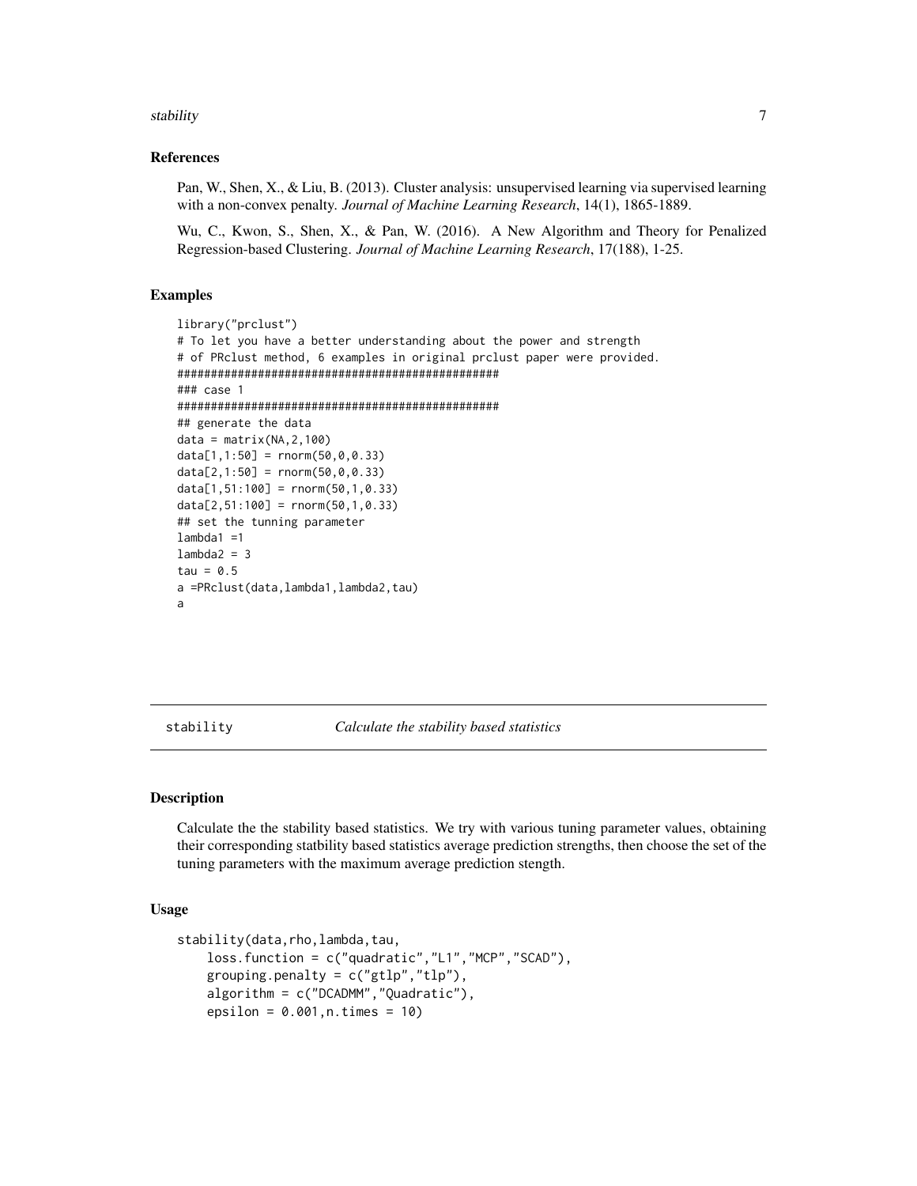## References

Pan, W., Shen, X., & Liu, B. (2013). Cluster analysis: unsupervised learning via supervised learning with a non-convex penalty. *Journal of Machine Learning Research*, 14(1), 1865-1889.

Wu, C., Kwon, S., Shen, X., & Pan, W. (2016). A New Algorithm and Theory for Penalized Regression-based Clustering. *Journal of Machine Learning Research*, 17(188), 1-25.

## Examples

```
library("prclust")
# To let you have a better understanding about the power and strength
# of PRclust method, 6 examples in original prclust paper were provided.
##################################################
### case 1
##################################################
## generate the data
data = matrix(NA,2,100)
data[1,1:50] = rnorm(50,0,0.33)
data[2,1:50] = rnorm(50,0,0.33)
data[1,51:100] = rnorm(50,1,0.33)
data[2,51:100] = rnorm(50,1,0.33)
## set the tunning parameter
lambda1 =1
lambda2 = 3
tau = 0.5
a =PRclust(data,lambda1,lambda2,tau)
a
```

---

# stability *Calculate the stability based statistics*

## Description

Calculate the the stability based statistics. We try with various tuning parameter values, obtaining their corresponding statbility based statistics average prediction strengths, then choose the set of the tuning parameters with the maximum average prediction stength.

## Usage

```
stability(data,rho,lambda,tau,
    loss.function = c("quadratic","L1","MCP","SCAD"),
    grouping.penalty = c("gtlp","tlp"),
    algorithm = c("DCADMM","Quadratic"),
    epsilon = 0.001,n.times = 10)
```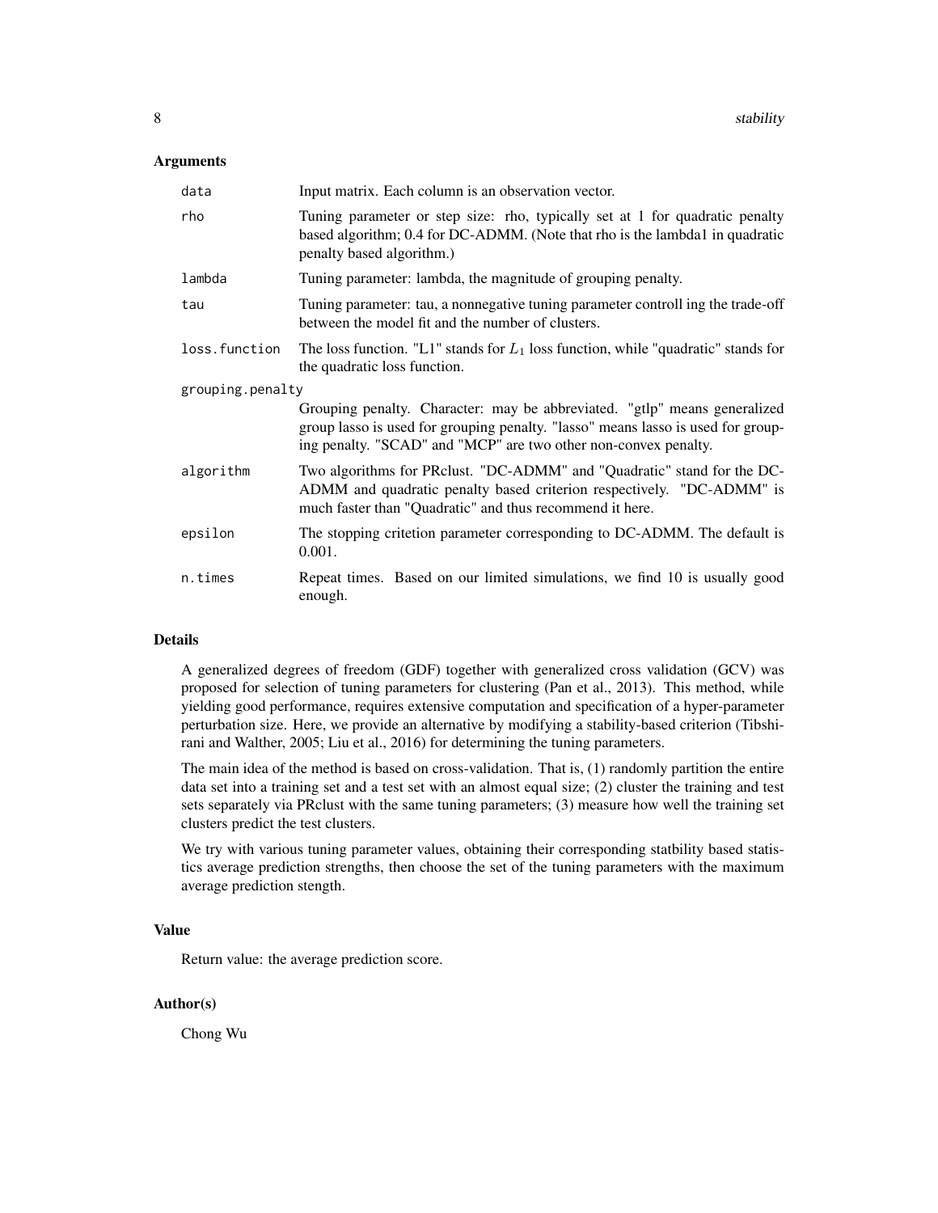### Arguments

| | |
|---|---|
| data | Input matrix. Each column is an observation vector. |
| rho | Tuning parameter or step size: rho, typically set at 1 for quadratic penalty based algorithm; 0.4 for DC-ADMM. (Note that rho is the lambda1 in quadratic penalty based algorithm.) |
| lambda | Tuning parameter: lambda, the magnitude of grouping penalty. |
| tau | Tuning parameter: tau, a nonnegative tuning parameter controll ing the trade-off between the model fit and the number of clusters. |
| loss.function | The loss function. "L1" stands for $L_1$ loss function, while "quadratic" stands for the quadratic loss function. |
| grouping.penalty | Grouping penalty. Character: may be abbreviated. "gtlp" means generalized group lasso is used for grouping penalty. "lasso" means lasso is used for grouping penalty. "SCAD" and "MCP" are two other non-convex penalty. |
| algorithm | Two algorithms for PRclust. "DC-ADMM" and "Quadratic" stand for the DC-ADMM and quadratic penalty based criterion respectively. "DC-ADMM" is much faster than "Quadratic" and thus recommend it here. |
| epsilon | The stopping critetion parameter corresponding to DC-ADMM. The default is 0.001. |
| n.times | Repeat times. Based on our limited simulations, we find 10 is usually good enough. |

### Details

A generalized degrees of freedom (GDF) together with generalized cross validation (GCV) was proposed for selection of tuning parameters for clustering (Pan et al., 2013). This method, while yielding good performance, requires extensive computation and specification of a hyper-parameter perturbation size. Here, we provide an alternative by modifying a stability-based criterion (Tibshirani and Walther, 2005; Liu et al., 2016) for determining the tuning parameters.

The main idea of the method is based on cross-validation. That is, (1) randomly partition the entire data set into a training set and a test set with an almost equal size; (2) cluster the training and test sets separately via PRclust with the same tuning parameters; (3) measure how well the training set clusters predict the test clusters.

We try with various tuning parameter values, obtaining their corresponding statbility based statistics average prediction strengths, then choose the set of the tuning parameters with the maximum average prediction stength.

### Value

Return value: the average prediction score.

### Author(s)

Chong Wu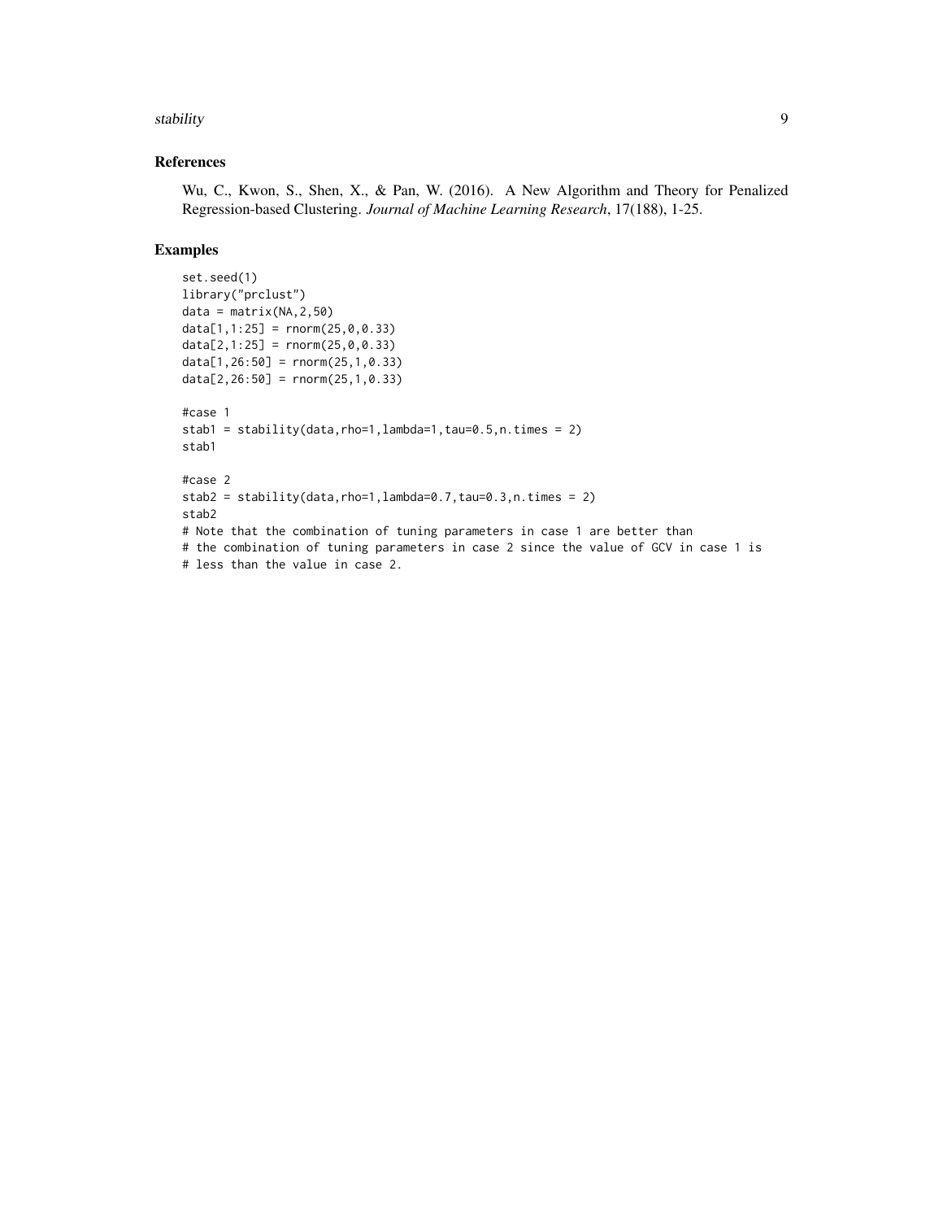### References

Wu, C., Kwon, S., Shen, X., & Pan, W. (2016). A New Algorithm and Theory for Penalized Regression-based Clustering. *Journal of Machine Learning Research*, 17(188), 1-25.

### Examples

```
set.seed(1)
library("prclust")
data = matrix(NA,2,50)
data[1,1:25] = rnorm(25,0,0.33)
data[2,1:25] = rnorm(25,0,0.33)
data[1,26:50] = rnorm(25,1,0.33)
data[2,26:50] = rnorm(25,1,0.33)

#case 1
stab1 = stability(data,rho=1,lambda=1,tau=0.5,n.times = 2)
stab1

#case 2
stab2 = stability(data,rho=1,lambda=0.7,tau=0.3,n.times = 2)
stab2
# Note that the combination of tuning parameters in case 1 are better than
# the combination of tuning parameters in case 2 since the value of GCV in case 1 is
# less than the value in case 2.
```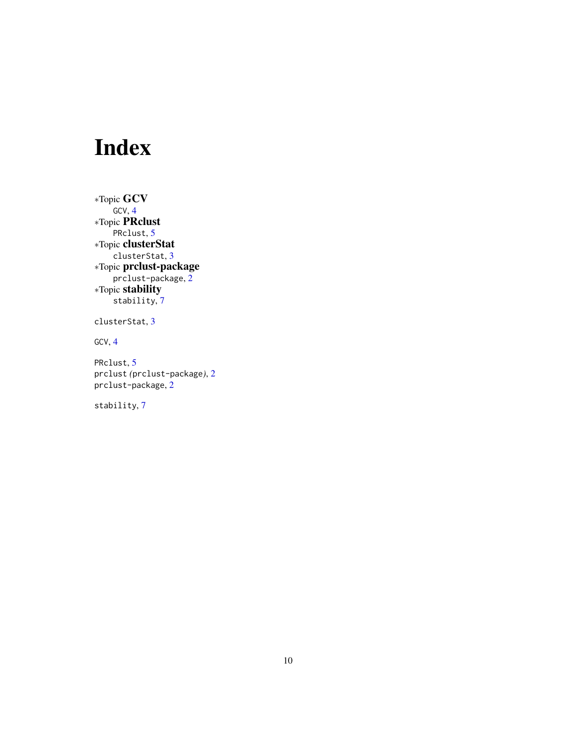# Index

*Topic **GCV**
  GCV, 4
*Topic **PRclust**
  PRclust, 5
*Topic **clusterStat**
  clusterStat, 3
*Topic **prclust-package**
  prclust-package, 2
*Topic **stability**
  stability, 7

clusterStat, 3

GCV, 4

PRclust, 5
prclust *(*prclust-package*)*, 2
prclust-package, 2

stability, 7